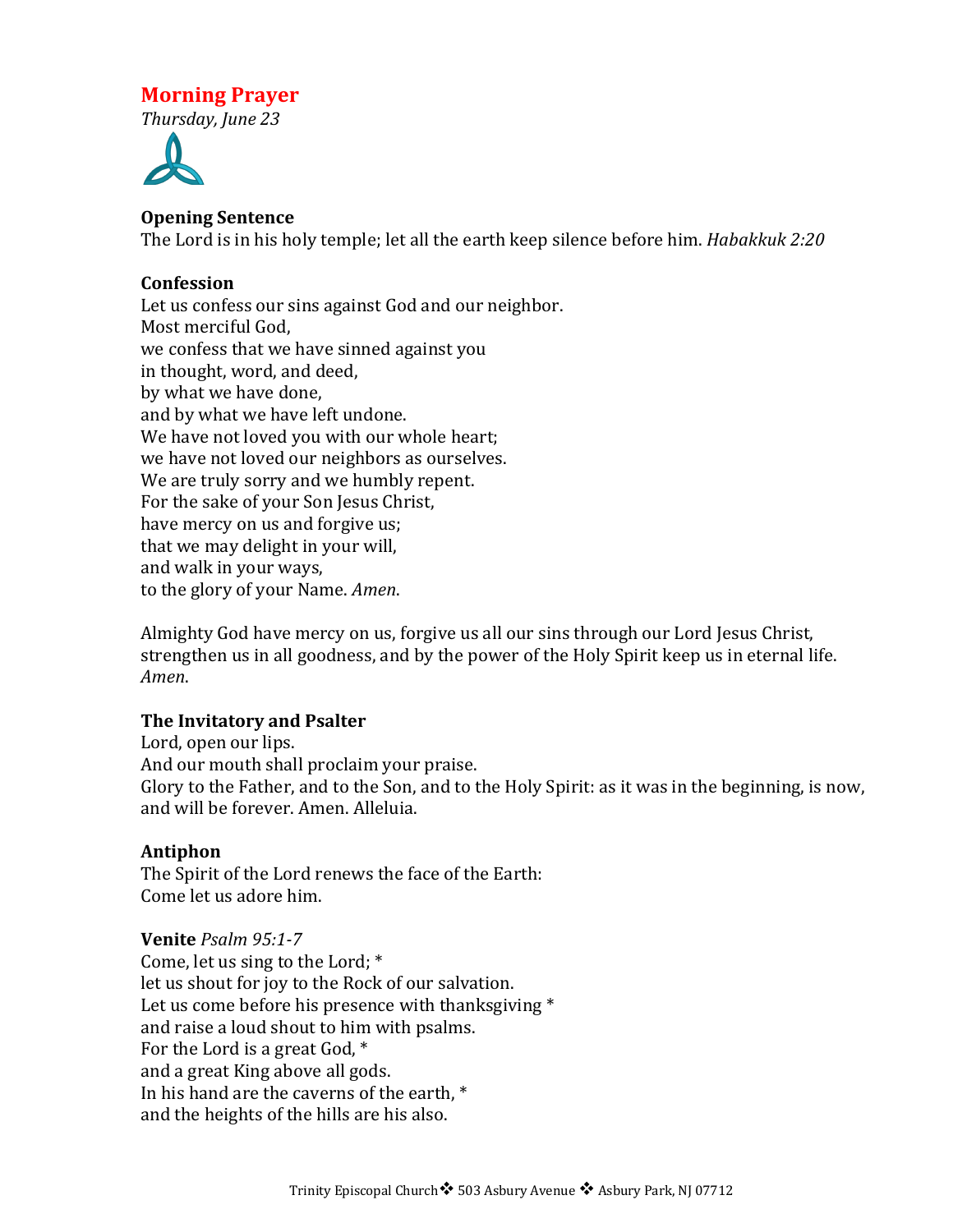# Morning Prayer

*Thursday, June 23*

**Opening Sentence**

The Lord is in his holy temple; let all the earth keep silence before him. *Habakkuk 2:20*

**Confession**

Let us confess our sins against God and our neighbor.
Most merciful God,
we confess that we have sinned against you
in thought, word, and deed,
by what we have done,
and by what we have left undone.
We have not loved you with our whole heart;
we have not loved our neighbors as ourselves.
We are truly sorry and we humbly repent.
For the sake of your Son Jesus Christ,
have mercy on us and forgive us;
that we may delight in your will,
and walk in your ways,
to the glory of your Name. *Amen*.

Almighty God have mercy on us, forgive us all our sins through our Lord Jesus Christ, strengthen us in all goodness, and by the power of the Holy Spirit keep us in eternal life. *Amen*.

**The Invitatory and Psalter**

Lord, open our lips.
And our mouth shall proclaim your praise.
Glory to the Father, and to the Son, and to the Holy Spirit: as it was in the beginning, is now, and will be forever. Amen. Alleluia.

**Antiphon**

The Spirit of the Lord renews the face of the Earth:
Come let us adore him.

**Venite** *Psalm 95:1-7*

Come, let us sing to the Lord; *
let us shout for joy to the Rock of our salvation.
Let us come before his presence with thanksgiving *
and raise a loud shout to him with psalms.
For the Lord is a great God, *
and a great King above all gods.
In his hand are the caverns of the earth, *
and the heights of the hills are his also.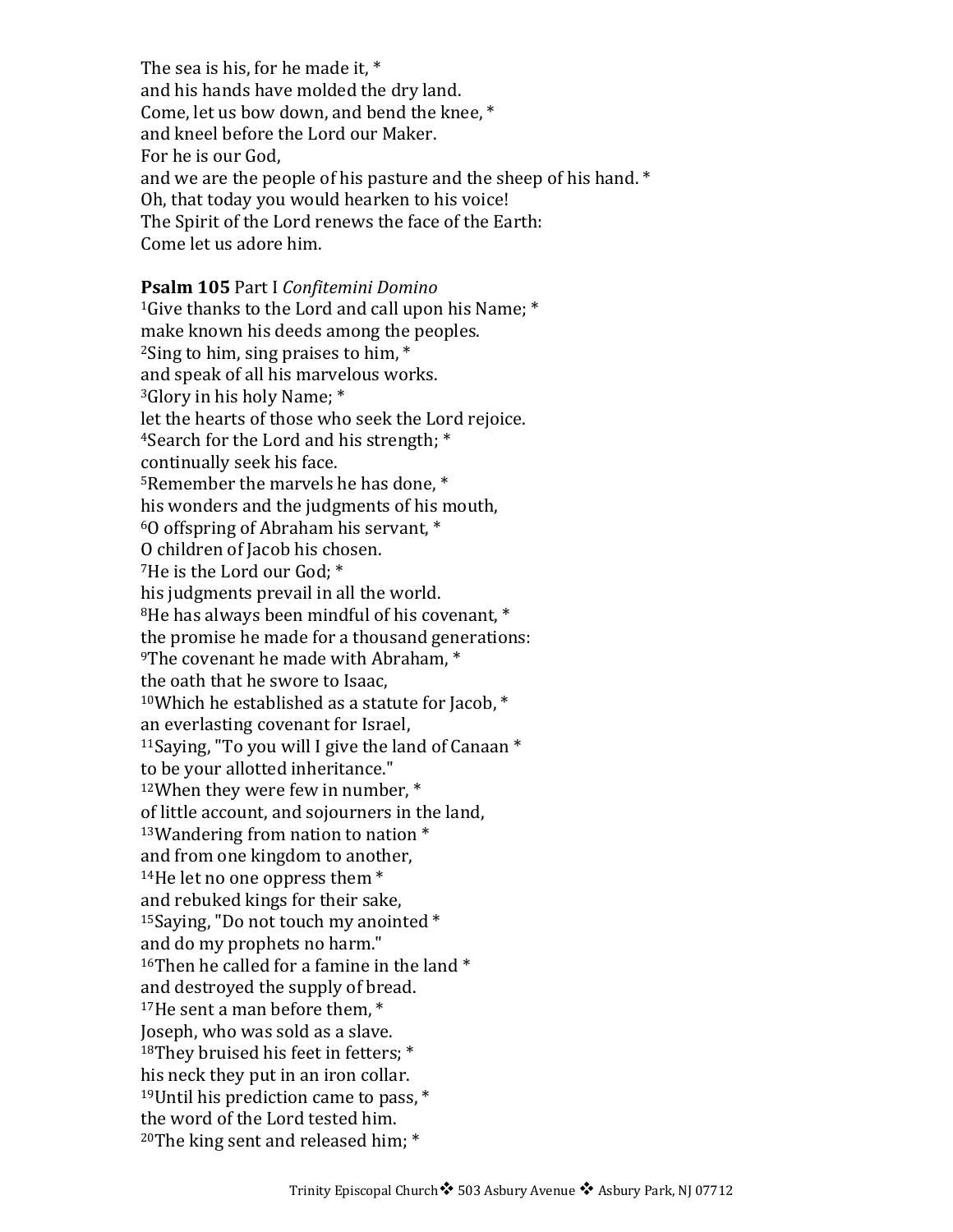The sea is his, for he made it, *
and his hands have molded the dry land.
Come, let us bow down, and bend the knee, *
and kneel before the Lord our Maker.
For he is our God,
and we are the people of his pasture and the sheep of his hand. *
Oh, that today you would hearken to his voice!
The Spirit of the Lord renews the face of the Earth:
Come let us adore him.

**Psalm 105** Part I *Confitemini Domino*
1Give thanks to the Lord and call upon his Name; *
make known his deeds among the peoples.
2Sing to him, sing praises to him, *
and speak of all his marvelous works.
3Glory in his holy Name; *
let the hearts of those who seek the Lord rejoice.
4Search for the Lord and his strength; *
continually seek his face.
5Remember the marvels he has done, *
his wonders and the judgments of his mouth,
6O offspring of Abraham his servant, *
O children of Jacob his chosen.
7He is the Lord our God; *
his judgments prevail in all the world.
8He has always been mindful of his covenant, *
the promise he made for a thousand generations:
9The covenant he made with Abraham, *
the oath that he swore to Isaac,
10Which he established as a statute for Jacob, *
an everlasting covenant for Israel,
11Saying, "To you will I give the land of Canaan *
to be your allotted inheritance."
12When they were few in number, *
of little account, and sojourners in the land,
13Wandering from nation to nation *
and from one kingdom to another,
14He let no one oppress them *
and rebuked kings for their sake,
15Saying, "Do not touch my anointed *
and do my prophets no harm."
16Then he called for a famine in the land *
and destroyed the supply of bread.
17He sent a man before them, *
Joseph, who was sold as a slave.
18They bruised his feet in fetters; *
his neck they put in an iron collar.
19Until his prediction came to pass, *
the word of the Lord tested him.
20The king sent and released him; *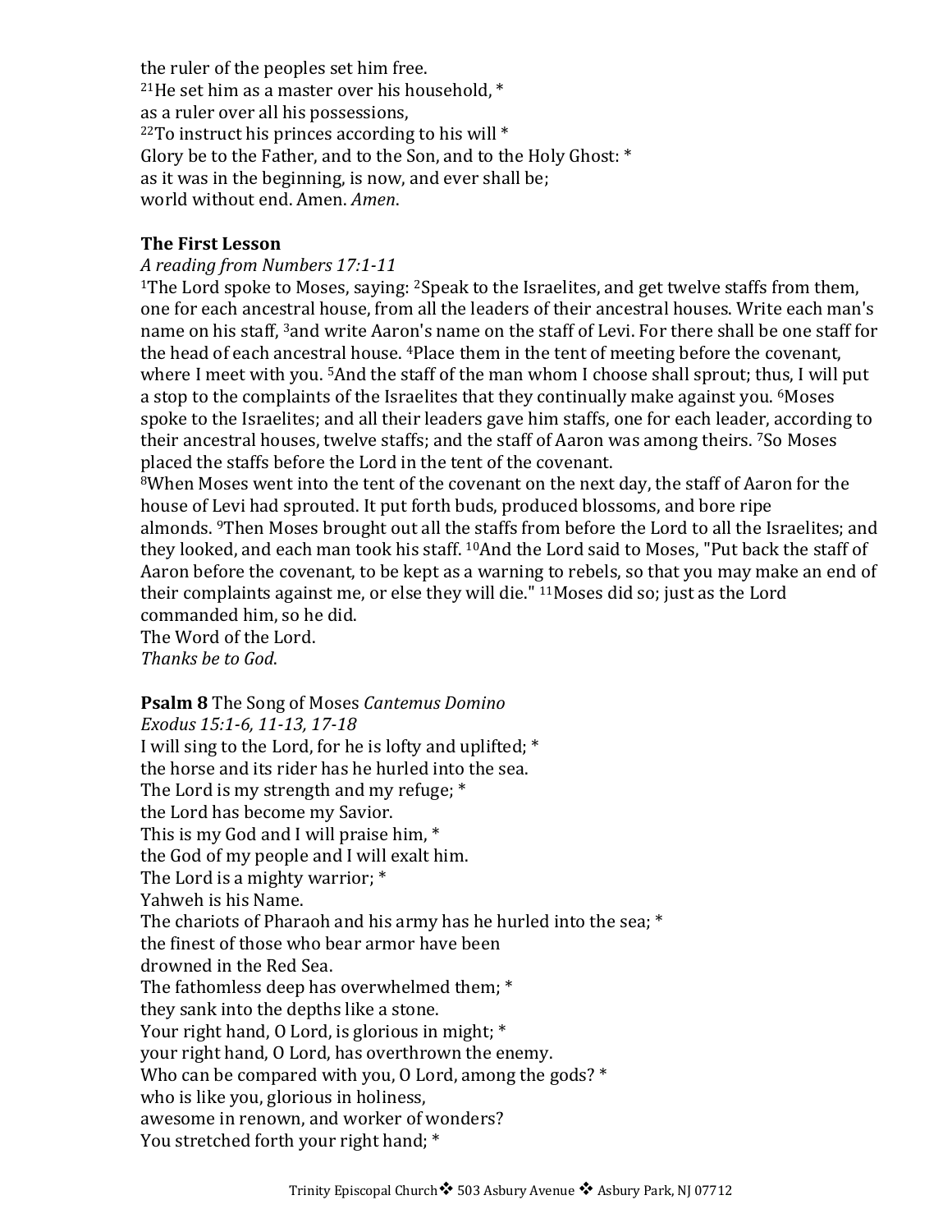the ruler of the peoples set him free.
[21]He set him as a master over his household, *
as a ruler over all his possessions,
[22]To instruct his princes according to his will *
Glory be to the Father, and to the Son, and to the Holy Ghost: *
as it was in the beginning, is now, and ever shall be;
world without end. Amen. *Amen*.

**The First Lesson**
*A reading from Numbers 17:1-11*
[1]The Lord spoke to Moses, saying: [2]Speak to the Israelites, and get twelve staffs from them, one for each ancestral house, from all the leaders of their ancestral houses. Write each man's name on his staff, [3]and write Aaron's name on the staff of Levi. For there shall be one staff for the head of each ancestral house. [4]Place them in the tent of meeting before the covenant, where I meet with you. [5]And the staff of the man whom I choose shall sprout; thus, I will put a stop to the complaints of the Israelites that they continually make against you. [6]Moses spoke to the Israelites; and all their leaders gave him staffs, one for each leader, according to their ancestral houses, twelve staffs; and the staff of Aaron was among theirs. [7]So Moses placed the staffs before the Lord in the tent of the covenant.
[8]When Moses went into the tent of the covenant on the next day, the staff of Aaron for the house of Levi had sprouted. It put forth buds, produced blossoms, and bore ripe almonds. [9]Then Moses brought out all the staffs from before the Lord to all the Israelites; and they looked, and each man took his staff. [10]And the Lord said to Moses, "Put back the staff of Aaron before the covenant, to be kept as a warning to rebels, so that you may make an end of their complaints against me, or else they will die." [11]Moses did so; just as the Lord commanded him, so he did.
The Word of the Lord.
*Thanks be to God*.

**Psalm 8** The Song of Moses *Cantemus Domino*
*Exodus 15:1-6, 11-13, 17-18*
I will sing to the Lord, for he is lofty and uplifted; *
the horse and its rider has he hurled into the sea.
The Lord is my strength and my refuge; *
the Lord has become my Savior.
This is my God and I will praise him, *
the God of my people and I will exalt him.
The Lord is a mighty warrior; *
Yahweh is his Name.
The chariots of Pharaoh and his army has he hurled into the sea; *
the finest of those who bear armor have been
drowned in the Red Sea.
The fathomless deep has overwhelmed them; *
they sank into the depths like a stone.
Your right hand, O Lord, is glorious in might; *
your right hand, O Lord, has overthrown the enemy.
Who can be compared with you, O Lord, among the gods? *
who is like you, glorious in holiness,
awesome in renown, and worker of wonders?
You stretched forth your right hand; *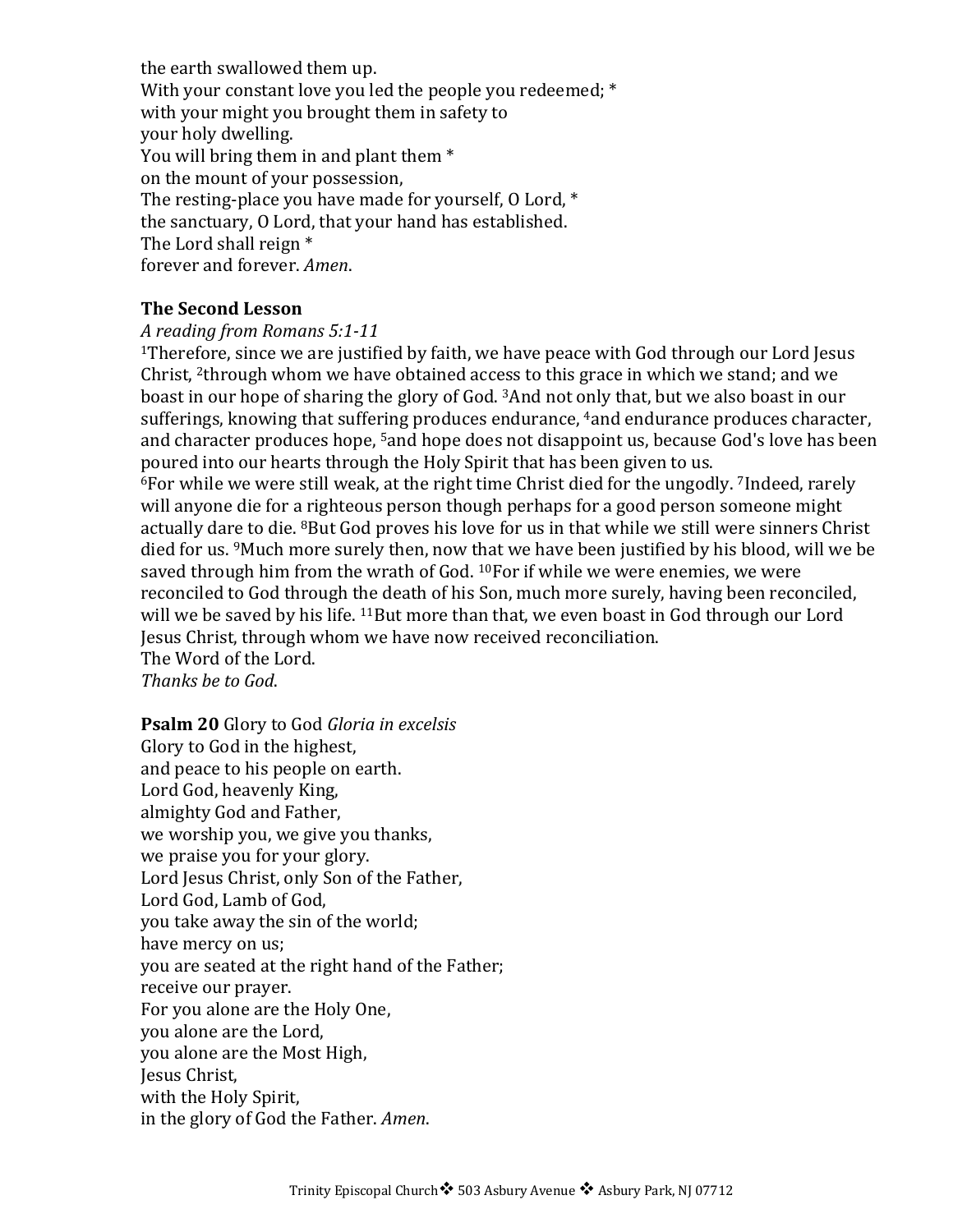the earth swallowed them up.
With your constant love you led the people you redeemed; *
with your might you brought them in safety to
your holy dwelling.
You will bring them in and plant them *
on the mount of your possession,
The resting-place you have made for yourself, O Lord, *
the sanctuary, O Lord, that your hand has established.
The Lord shall reign *
forever and forever. *Amen*.

**The Second Lesson**

*A reading from Romans 5:1-11*

[1]Therefore, since we are justified by faith, we have peace with God through our Lord Jesus Christ, [2]through whom we have obtained access to this grace in which we stand; and we boast in our hope of sharing the glory of God. [3]And not only that, but we also boast in our sufferings, knowing that suffering produces endurance, [4]and endurance produces character, and character produces hope, [5]and hope does not disappoint us, because God's love has been poured into our hearts through the Holy Spirit that has been given to us.
[6]For while we were still weak, at the right time Christ died for the ungodly. [7]Indeed, rarely will anyone die for a righteous person though perhaps for a good person someone might actually dare to die. [8]But God proves his love for us in that while we still were sinners Christ died for us. [9]Much more surely then, now that we have been justified by his blood, will we be saved through him from the wrath of God. [10]For if while we were enemies, we were reconciled to God through the death of his Son, much more surely, having been reconciled, will we be saved by his life. [11]But more than that, we even boast in God through our Lord Jesus Christ, through whom we have now received reconciliation.
The Word of the Lord.
*Thanks be to God*.

**Psalm 20** Glory to God *Gloria in excelsis*
Glory to God in the highest,
and peace to his people on earth.
Lord God, heavenly King,
almighty God and Father,
we worship you, we give you thanks,
we praise you for your glory.
Lord Jesus Christ, only Son of the Father,
Lord God, Lamb of God,
you take away the sin of the world;
have mercy on us;
you are seated at the right hand of the Father;
receive our prayer.
For you alone are the Holy One,
you alone are the Lord,
you alone are the Most High,
Jesus Christ,
with the Holy Spirit,
in the glory of God the Father. *Amen*.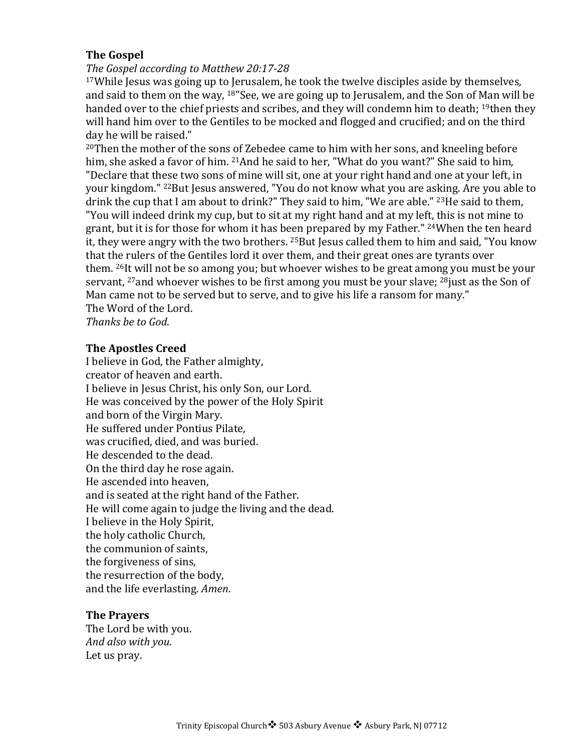**The Gospel**

*The Gospel according to Matthew 20:17-28*

[17]While Jesus was going up to Jerusalem, he took the twelve disciples aside by themselves, and said to them on the way, [18]"See, we are going up to Jerusalem, and the Son of Man will be handed over to the chief priests and scribes, and they will condemn him to death; [19]then they will hand him over to the Gentiles to be mocked and flogged and crucified; and on the third day he will be raised."

[20]Then the mother of the sons of Zebedee came to him with her sons, and kneeling before him, she asked a favor of him. [21]And he said to her, "What do you want?" She said to him, "Declare that these two sons of mine will sit, one at your right hand and one at your left, in your kingdom." [22]But Jesus answered, "You do not know what you are asking. Are you able to drink the cup that I am about to drink?" They said to him, "We are able." [23]He said to them, "You will indeed drink my cup, but to sit at my right hand and at my left, this is not mine to grant, but it is for those for whom it has been prepared by my Father." [24]When the ten heard it, they were angry with the two brothers. [25]But Jesus called them to him and said, "You know that the rulers of the Gentiles lord it over them, and their great ones are tyrants over them. [26]It will not be so among you; but whoever wishes to be great among you must be your servant, [27]and whoever wishes to be first among you must be your slave; [28]just as the Son of Man came not to be served but to serve, and to give his life a ransom for many."

The Word of the Lord.

*Thanks be to God*.

**The Apostles Creed**

I believe in God, the Father almighty,
creator of heaven and earth.
I believe in Jesus Christ, his only Son, our Lord.
He was conceived by the power of the Holy Spirit
and born of the Virgin Mary.
He suffered under Pontius Pilate,
was crucified, died, and was buried.
He descended to the dead.
On the third day he rose again.
He ascended into heaven,
and is seated at the right hand of the Father.
He will come again to judge the living and the dead.
I believe in the Holy Spirit,
the holy catholic Church,
the communion of saints,
the forgiveness of sins,
the resurrection of the body,
and the life everlasting. *Amen*.

**The Prayers**

The Lord be with you.
*And also with you*.
Let us pray.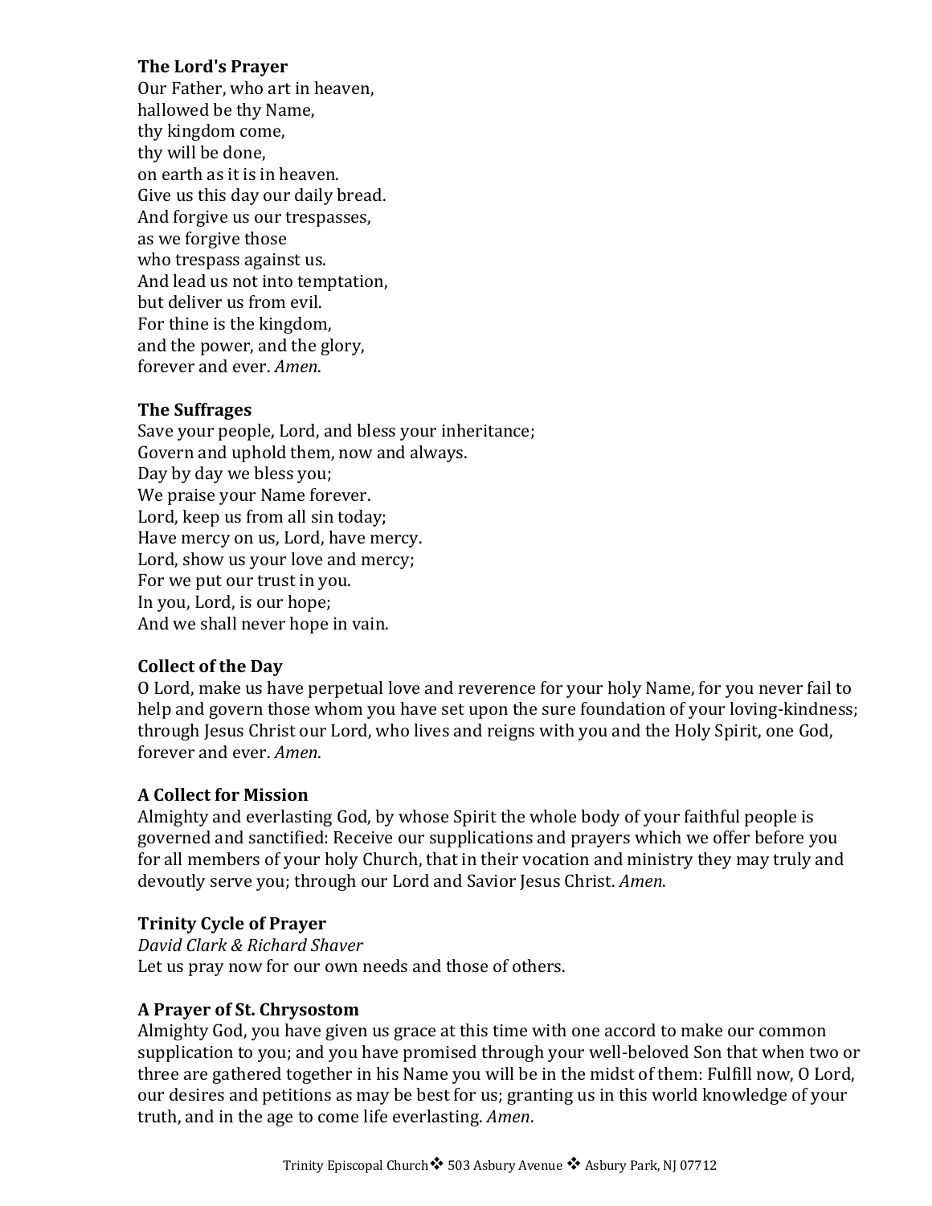**The Lord's Prayer**

Our Father, who art in heaven,
hallowed be thy Name,
thy kingdom come,
thy will be done,
on earth as it is in heaven.
Give us this day our daily bread.
And forgive us our trespasses,
as we forgive those
who trespass against us.
And lead us not into temptation,
but deliver us from evil.
For thine is the kingdom,
and the power, and the glory,
forever and ever. *Amen*.

**The Suffrages**

Save your people, Lord, and bless your inheritance;
Govern and uphold them, now and always.
Day by day we bless you;
We praise your Name forever.
Lord, keep us from all sin today;
Have mercy on us, Lord, have mercy.
Lord, show us your love and mercy;
For we put our trust in you.
In you, Lord, is our hope;
And we shall never hope in vain.

**Collect of the Day**

O Lord, make us have perpetual love and reverence for your holy Name, for you never fail to help and govern those whom you have set upon the sure foundation of your loving-kindness; through Jesus Christ our Lord, who lives and reigns with you and the Holy Spirit, one God, forever and ever. *Amen*.

**A Collect for Mission**

Almighty and everlasting God, by whose Spirit the whole body of your faithful people is governed and sanctified: Receive our supplications and prayers which we offer before you for all members of your holy Church, that in their vocation and ministry they may truly and devoutly serve you; through our Lord and Savior Jesus Christ. *Amen*.

**Trinity Cycle of Prayer**

*David Clark & Richard Shaver*
Let us pray now for our own needs and those of others.

**A Prayer of St. Chrysostom**

Almighty God, you have given us grace at this time with one accord to make our common supplication to you; and you have promised through your well-beloved Son that when two or three are gathered together in his Name you will be in the midst of them: Fulfill now, O Lord, our desires and petitions as may be best for us; granting us in this world knowledge of your truth, and in the age to come life everlasting. *Amen*.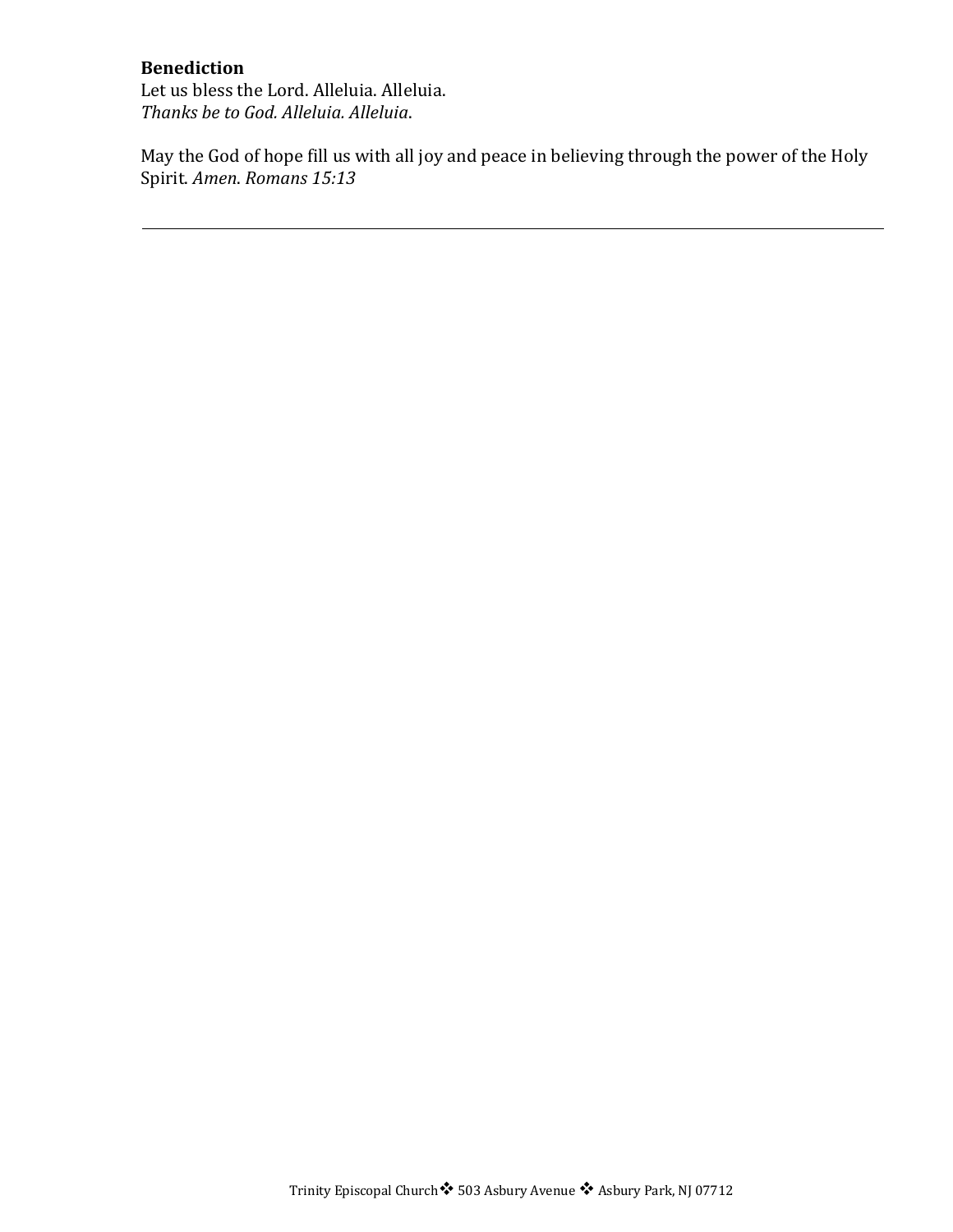**Benediction**
Let us bless the Lord. Alleluia. Alleluia.
*Thanks be to God. Alleluia. Alleluia*.

May the God of hope fill us with all joy and peace in believing through the power of the Holy Spirit. *Amen. Romans 15:13*

---